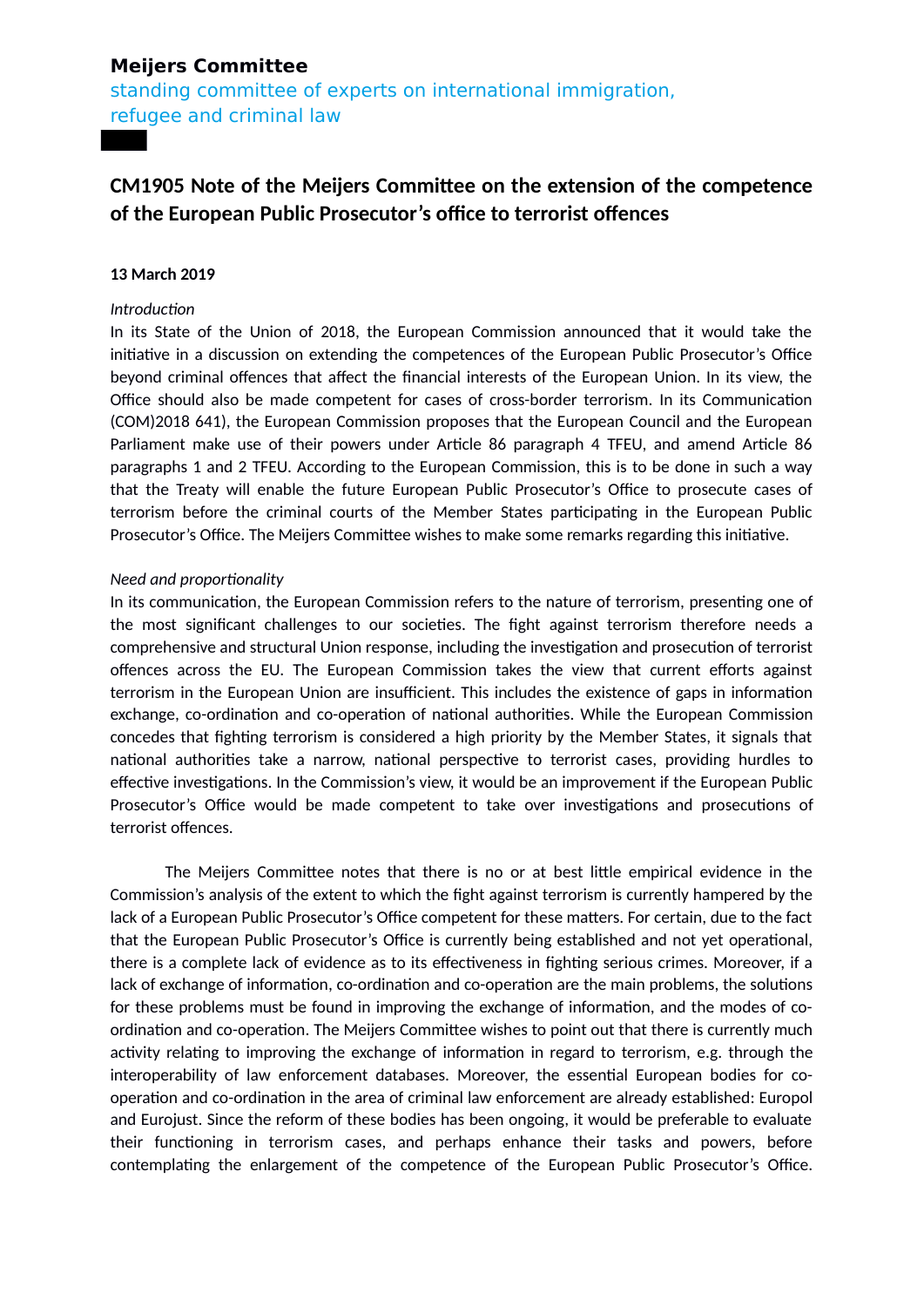**Meijers Committee**

standing committee of experts on international immigration, refugee and criminal law

# CM1905 Note of the Meijers Committee on the extension of the competence of the European Public Prosecutor's office to terrorist offences

**13 March 2019**

*Introduction*

In its State of the Union of 2018, the European Commission announced that it would take the initiative in a discussion on extending the competences of the European Public Prosecutor's Office beyond criminal offences that affect the financial interests of the European Union. In its view, the Office should also be made competent for cases of cross-border terrorism. In its Communication (COM)2018 641), the European Commission proposes that the European Council and the European Parliament make use of their powers under Article 86 paragraph 4 TFEU, and amend Article 86 paragraphs 1 and 2 TFEU. According to the European Commission, this is to be done in such a way that the Treaty will enable the future European Public Prosecutor's Office to prosecute cases of terrorism before the criminal courts of the Member States participating in the European Public Prosecutor's Office. The Meijers Committee wishes to make some remarks regarding this initiative.

*Need and proportionality*

In its communication, the European Commission refers to the nature of terrorism, presenting one of the most significant challenges to our societies. The fight against terrorism therefore needs a comprehensive and structural Union response, including the investigation and prosecution of terrorist offences across the EU. The European Commission takes the view that current efforts against terrorism in the European Union are insufficient. This includes the existence of gaps in information exchange, co-ordination and co-operation of national authorities. While the European Commission concedes that fighting terrorism is considered a high priority by the Member States, it signals that national authorities take a narrow, national perspective to terrorist cases, providing hurdles to effective investigations. In the Commission's view, it would be an improvement if the European Public Prosecutor's Office would be made competent to take over investigations and prosecutions of terrorist offences.

The Meijers Committee notes that there is no or at best little empirical evidence in the Commission's analysis of the extent to which the fight against terrorism is currently hampered by the lack of a European Public Prosecutor's Office competent for these matters. For certain, due to the fact that the European Public Prosecutor's Office is currently being established and not yet operational, there is a complete lack of evidence as to its effectiveness in fighting serious crimes. Moreover, if a lack of exchange of information, co-ordination and co-operation are the main problems, the solutions for these problems must be found in improving the exchange of information, and the modes of co-ordination and co-operation. The Meijers Committee wishes to point out that there is currently much activity relating to improving the exchange of information in regard to terrorism, e.g. through the interoperability of law enforcement databases. Moreover, the essential European bodies for co-operation and co-ordination in the area of criminal law enforcement are already established: Europol and Eurojust. Since the reform of these bodies has been ongoing, it would be preferable to evaluate their functioning in terrorism cases, and perhaps enhance their tasks and powers, before contemplating the enlargement of the competence of the European Public Prosecutor's Office.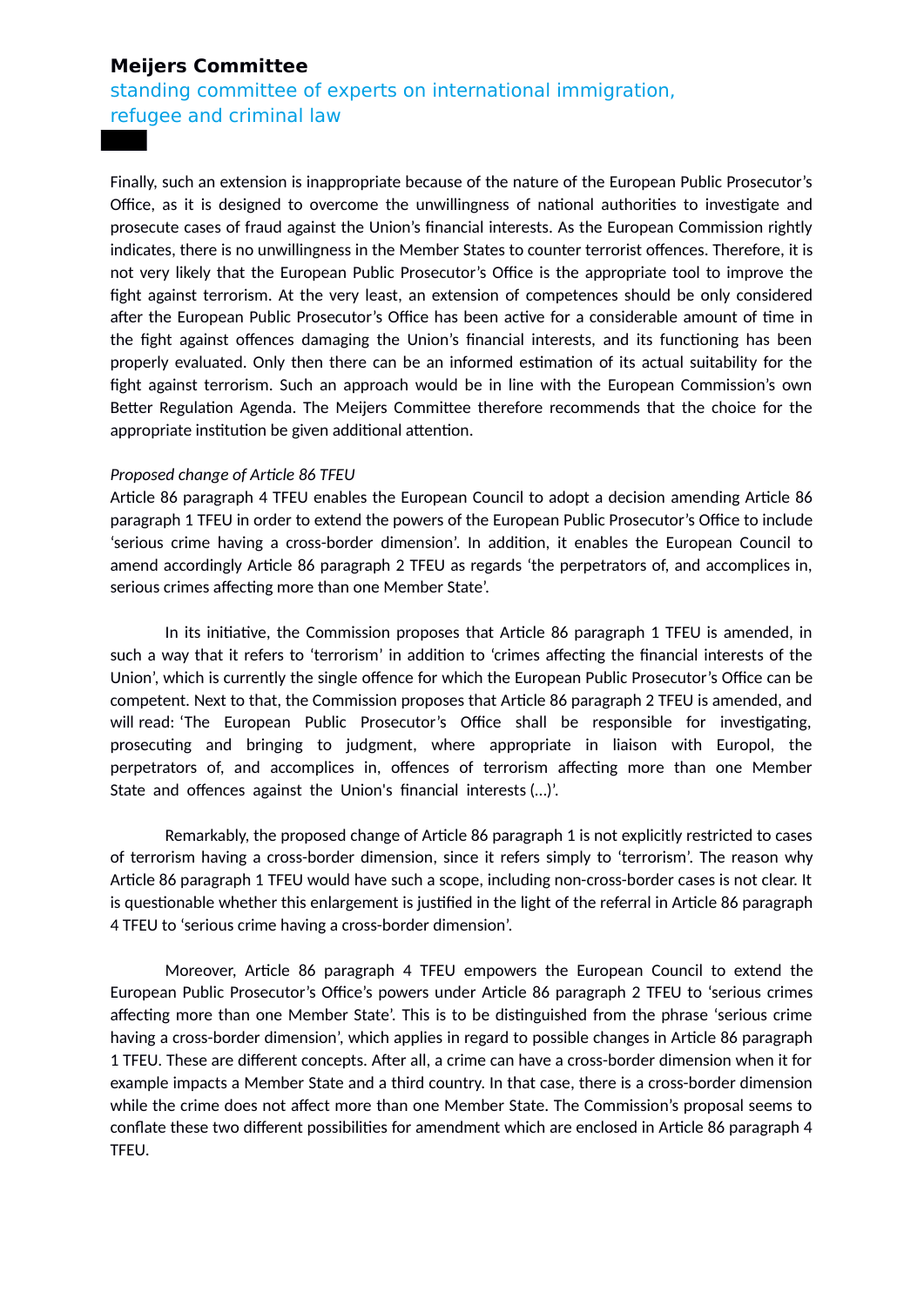Finally, such an extension is inappropriate because of the nature of the European Public Prosecutor's Office, as it is designed to overcome the unwillingness of national authorities to investigate and prosecute cases of fraud against the Union's financial interests. As the European Commission rightly indicates, there is no unwillingness in the Member States to counter terrorist offences. Therefore, it is not very likely that the European Public Prosecutor's Office is the appropriate tool to improve the fight against terrorism. At the very least, an extension of competences should be only considered after the European Public Prosecutor's Office has been active for a considerable amount of time in the fight against offences damaging the Union's financial interests, and its functioning has been properly evaluated. Only then there can be an informed estimation of its actual suitability for the fight against terrorism. Such an approach would be in line with the European Commission's own Better Regulation Agenda. The Meijers Committee therefore recommends that the choice for the appropriate institution be given additional attention.

*Proposed change of Article 86 TFEU*

Article 86 paragraph 4 TFEU enables the European Council to adopt a decision amending Article 86 paragraph 1 TFEU in order to extend the powers of the European Public Prosecutor's Office to include 'serious crime having a cross-border dimension'. In addition, it enables the European Council to amend accordingly Article 86 paragraph 2 TFEU as regards 'the perpetrators of, and accomplices in, serious crimes affecting more than one Member State'.

In its initiative, the Commission proposes that Article 86 paragraph 1 TFEU is amended, in such a way that it refers to 'terrorism' in addition to 'crimes affecting the financial interests of the Union', which is currently the single offence for which the European Public Prosecutor's Office can be competent. Next to that, the Commission proposes that Article 86 paragraph 2 TFEU is amended, and will read: 'The European Public Prosecutor's Office shall be responsible for investigating, prosecuting and bringing to judgment, where appropriate in liaison with Europol, the perpetrators of, and accomplices in, offences of terrorism affecting more than one Member State and offences against the Union's financial interests (...)'.

Remarkably, the proposed change of Article 86 paragraph 1 is not explicitly restricted to cases of terrorism having a cross-border dimension, since it refers simply to 'terrorism'. The reason why Article 86 paragraph 1 TFEU would have such a scope, including non-cross-border cases is not clear. It is questionable whether this enlargement is justified in the light of the referral in Article 86 paragraph 4 TFEU to 'serious crime having a cross-border dimension'.

Moreover, Article 86 paragraph 4 TFEU empowers the European Council to extend the European Public Prosecutor's Office's powers under Article 86 paragraph 2 TFEU to 'serious crimes affecting more than one Member State'. This is to be distinguished from the phrase 'serious crime having a cross-border dimension', which applies in regard to possible changes in Article 86 paragraph 1 TFEU. These are different concepts. After all, a crime can have a cross-border dimension when it for example impacts a Member State and a third country. In that case, there is a cross-border dimension while the crime does not affect more than one Member State. The Commission's proposal seems to conflate these two different possibilities for amendment which are enclosed in Article 86 paragraph 4 TFEU.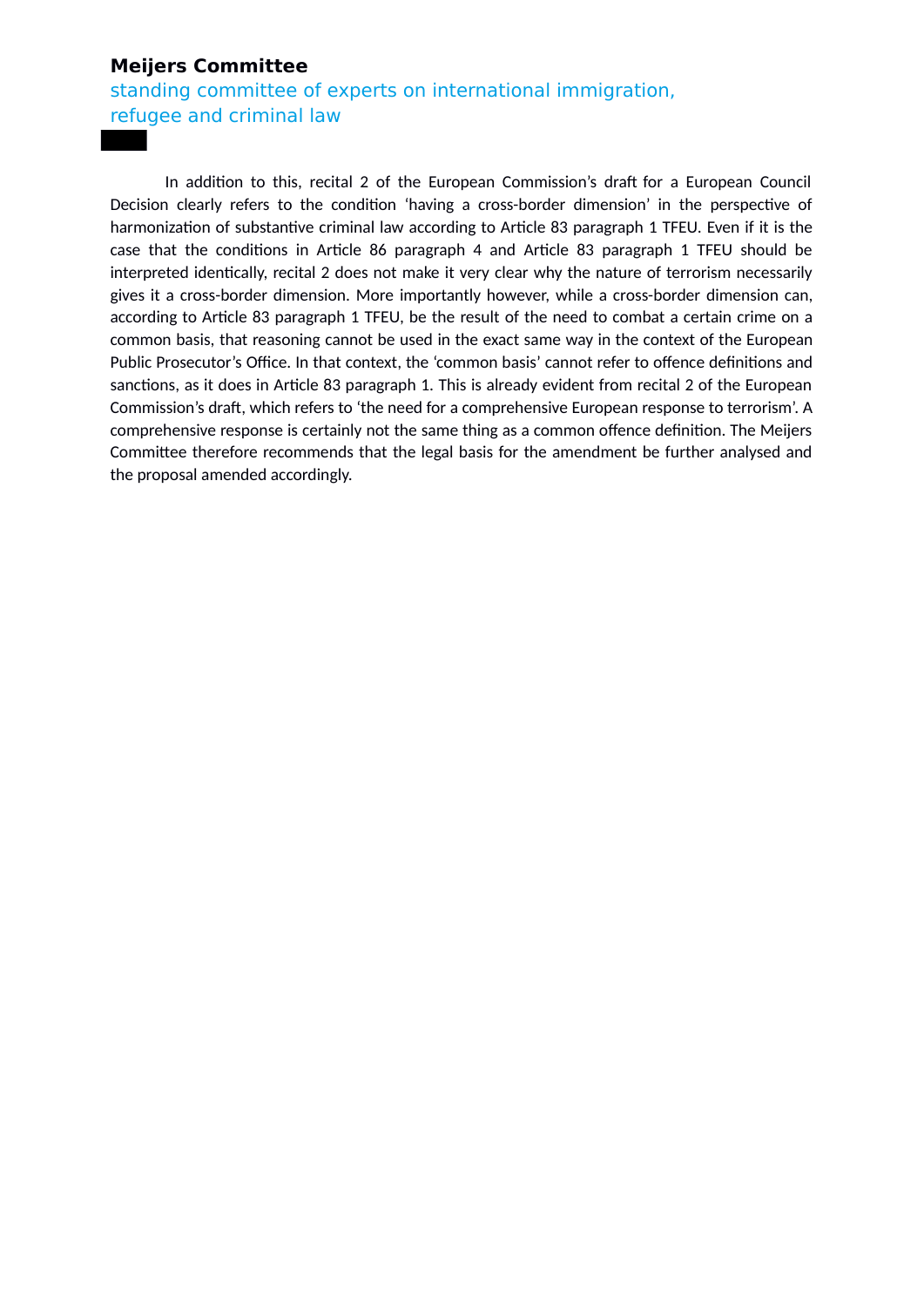In addition to this, recital 2 of the European Commission's draft for a European Council Decision clearly refers to the condition 'having a cross-border dimension' in the perspective of harmonization of substantive criminal law according to Article 83 paragraph 1 TFEU. Even if it is the case that the conditions in Article 86 paragraph 4 and Article 83 paragraph 1 TFEU should be interpreted identically, recital 2 does not make it very clear why the nature of terrorism necessarily gives it a cross-border dimension. More importantly however, while a cross-border dimension can, according to Article 83 paragraph 1 TFEU, be the result of the need to combat a certain crime on a common basis, that reasoning cannot be used in the exact same way in the context of the European Public Prosecutor's Office. In that context, the 'common basis' cannot refer to offence definitions and sanctions, as it does in Article 83 paragraph 1. This is already evident from recital 2 of the European Commission's draft, which refers to 'the need for a comprehensive European response to terrorism'. A comprehensive response is certainly not the same thing as a common offence definition. The Meijers Committee therefore recommends that the legal basis for the amendment be further analysed and the proposal amended accordingly.